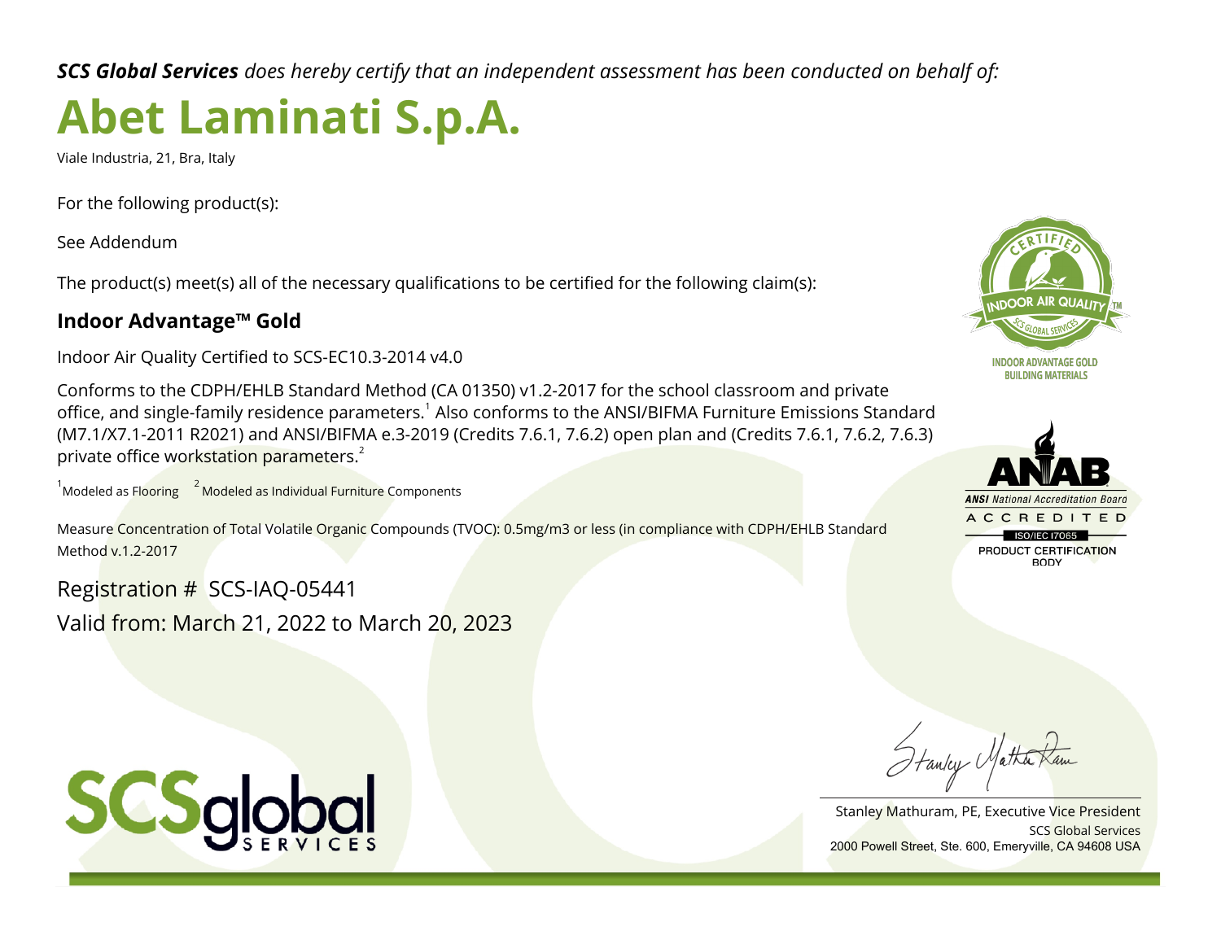***SCS Global Services** does hereby certify that an independent assessment has been conducted on behalf of:*

# Abet Laminati S.p.A.

Viale Industria, 21, Bra, Italy

For the following product(s):

See Addendum

The product(s) meet(s) all of the necessary qualifications to be certified for the following claim(s):

### Indoor Advantage™ Gold

Indoor Air Quality Certified to SCS-EC10.3-2014 v4.0

Conforms to the CDPH/EHLB Standard Method (CA 01350) v1.2-2017 for the school classroom and private office, and single-family residence parameters.[1] Also conforms to the ANSI/BIFMA Furniture Emissions Standard (M7.1/X7.1-2011 R2021) and ANSI/BIFMA e.3-2019 (Credits 7.6.1, 7.6.2) open plan and (Credits 7.6.1, 7.6.2, 7.6.3) private office workstation parameters.[2]

[1] Modeled as Flooring [2] Modeled as Individual Furniture Components

Measure Concentration of Total Volatile Organic Compounds (TVOC): 0.5mg/m3 or less (in compliance with CDPH/EHLB Standard Method v.1.2-2017

Registration # SCS-IAQ-05441

Valid from: March 21, 2022 to March 20, 2023

CERTIFIED INDOOR AIR QUALITY SCS GLOBAL SERVICES

INDOOR ADVANTAGE GOLD BUILDING MATERIALS

ANAB ANSI National Accreditation Board ACCREDITED ISO/IEC 17065 PRODUCT CERTIFICATION BODY

SCSglobal SERVICES

Stanley Mathuram, PE, Executive Vice President
SCS Global Services
2000 Powell Street, Ste. 600, Emeryville, CA 94608 USA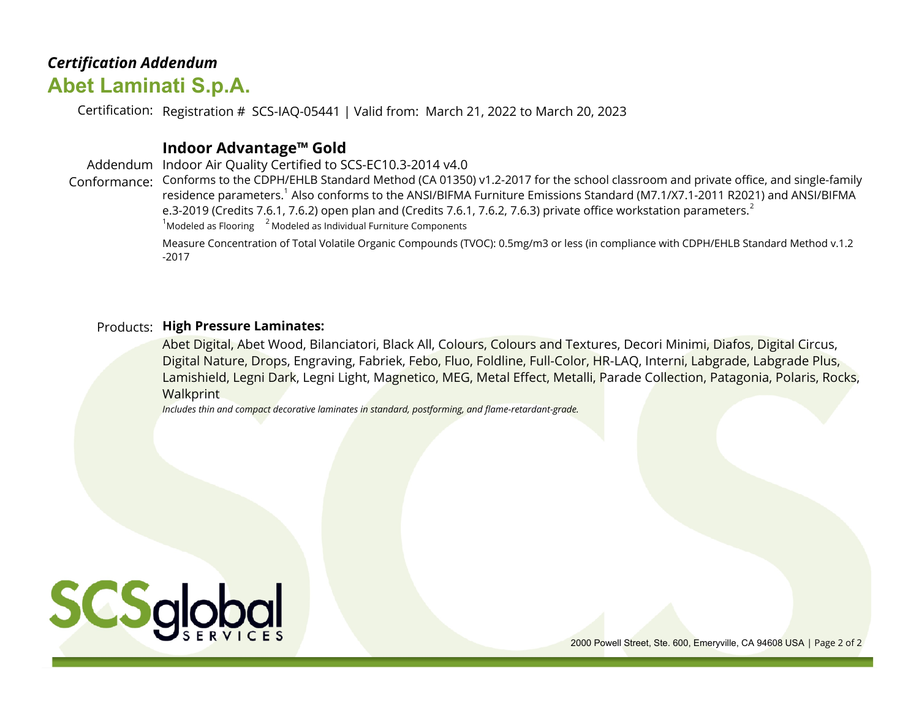*Certification Addendum*

# Abet Laminati S.p.A.

Certification: Registration # SCS-IAQ-05441 | Valid from: March 21, 2022 to March 20, 2023

## Indoor Advantage™ Gold

Addendum Conformance: Indoor Air Quality Certified to SCS-EC10.3-2014 v4.0

Conforms to the CDPH/EHLB Standard Method (CA 01350) v1.2-2017 for the school classroom and private office, and single-family residence parameters.[1] Also conforms to the ANSI/BIFMA Furniture Emissions Standard (M7.1/X7.1-2011 R2021) and ANSI/BIFMA e.3-2019 (Credits 7.6.1, 7.6.2) open plan and (Credits 7.6.1, 7.6.2, 7.6.3) private office workstation parameters.[2]

[1]Modeled as Flooring [2]Modeled as Individual Furniture Components

Measure Concentration of Total Volatile Organic Compounds (TVOC): 0.5mg/m3 or less (in compliance with CDPH/EHLB Standard Method v.1.2 -2017

Products: **High Pressure Laminates:**

Abet Digital, Abet Wood, Bilanciatori, Black All, Colours, Colours and Textures, Decori Minimi, Diafos, Digital Circus, Digital Nature, Drops, Engraving, Fabriek, Febo, Fluo, Foldline, Full-Color, HR-LAQ, Interni, Labgrade, Labgrade Plus, Lamishield, Legni Dark, Legni Light, Magnetico, MEG, Metal Effect, Metalli, Parade Collection, Patagonia, Polaris, Rocks, Walkprint

*Includes thin and compact decorative laminates in standard, postforming, and flame-retardant-grade.*

SCSglobal SERVICES

2000 Powell Street, Ste. 600, Emeryville, CA 94608 USA